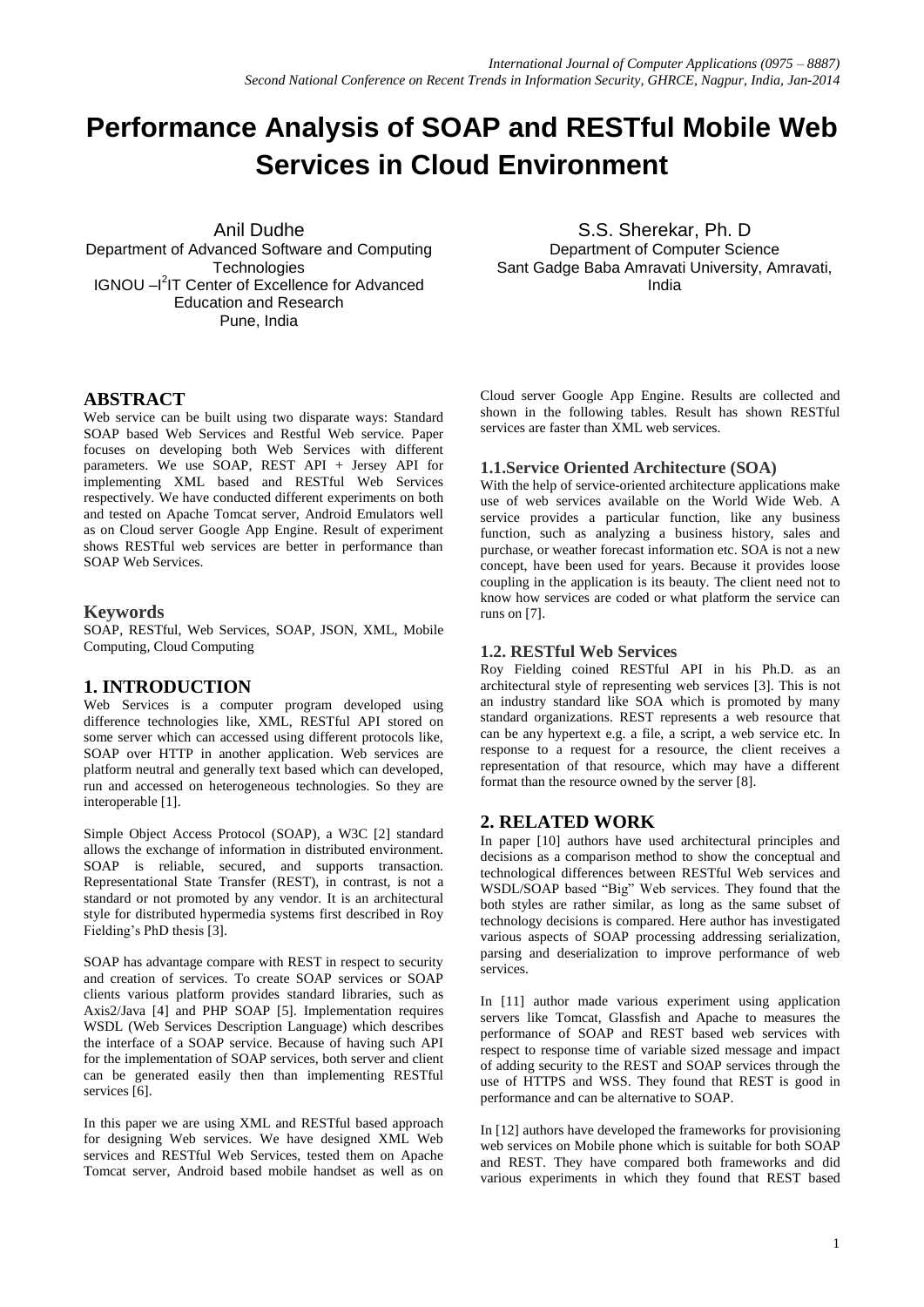# Performance Analysis of SOAP and RESTful Mobile Web Services in Cloud Environment

Anil Dudhe
Department of Advanced Software and Computing Technologies
IGNOU –I[2]IT Center of Excellence for Advanced Education and Research
Pune, India

S.S. Sherekar, Ph. D
Department of Computer Science
Sant Gadge Baba Amravati University, Amravati, India

## ABSTRACT

Web service can be built using two disparate ways: Standard SOAP based Web Services and Restful Web service. Paper focuses on developing both Web Services with different parameters. We use SOAP, REST API + Jersey API for implementing XML based and RESTful Web Services respectively. We have conducted different experiments on both and tested on Apache Tomcat server, Android Emulators well as on Cloud server Google App Engine. Result of experiment shows RESTful web services are better in performance than SOAP Web Services.

### Keywords

SOAP, RESTful, Web Services, SOAP, JSON, XML, Mobile Computing, Cloud Computing

## 1. INTRODUCTION

Web Services is a computer program developed using difference technologies like, XML, RESTful API stored on some server which can accessed using different protocols like, SOAP over HTTP in another application. Web services are platform neutral and generally text based which can developed, run and accessed on heterogeneous technologies. So they are interoperable [1].

Simple Object Access Protocol (SOAP), a W3C [2] standard allows the exchange of information in distributed environment. SOAP is reliable, secured, and supports transaction. Representational State Transfer (REST), in contrast, is not a standard or not promoted by any vendor. It is an architectural style for distributed hypermedia systems first described in Roy Fielding's PhD thesis [3].

SOAP has advantage compare with REST in respect to security and creation of services. To create SOAP services or SOAP clients various platform provides standard libraries, such as Axis2/Java [4] and PHP SOAP [5]. Implementation requires WSDL (Web Services Description Language) which describes the interface of a SOAP service. Because of having such API for the implementation of SOAP services, both server and client can be generated easily then than implementing RESTful services [6].

In this paper we are using XML and RESTful based approach for designing Web services. We have designed XML Web services and RESTful Web Services, tested them on Apache Tomcat server, Android based mobile handset as well as on Cloud server Google App Engine. Results are collected and shown in the following tables. Result has shown RESTful services are faster than XML web services.

### 1.1.Service Oriented Architecture (SOA)

With the help of service-oriented architecture applications make use of web services available on the World Wide Web. A service provides a particular function, like any business function, such as analyzing a business history, sales and purchase, or weather forecast information etc. SOA is not a new concept, have been used for years. Because it provides loose coupling in the application is its beauty. The client need not to know how services are coded or what platform the service can runs on [7].

### 1.2. RESTful Web Services

Roy Fielding coined RESTful API in his Ph.D. as an architectural style of representing web services [3]. This is not an industry standard like SOA which is promoted by many standard organizations. REST represents a web resource that can be any hypertext e.g. a file, a script, a web service etc. In response to a request for a resource, the client receives a representation of that resource, which may have a different format than the resource owned by the server [8].

## 2. RELATED WORK

In paper [10] authors have used architectural principles and decisions as a comparison method to show the conceptual and technological differences between RESTful Web services and WSDL/SOAP based "Big" Web services. They found that the both styles are rather similar, as long as the same subset of technology decisions is compared. Here author has investigated various aspects of SOAP processing addressing serialization, parsing and deserialization to improve performance of web services.

In [11] author made various experiment using application servers like Tomcat, Glassfish and Apache to measures the performance of SOAP and REST based web services with respect to response time of variable sized message and impact of adding security to the REST and SOAP services through the use of HTTPS and WSS. They found that REST is good in performance and can be alternative to SOAP.

In [12] authors have developed the frameworks for provisioning web services on Mobile phone which is suitable for both SOAP and REST. They have compared both frameworks and did various experiments in which they found that REST based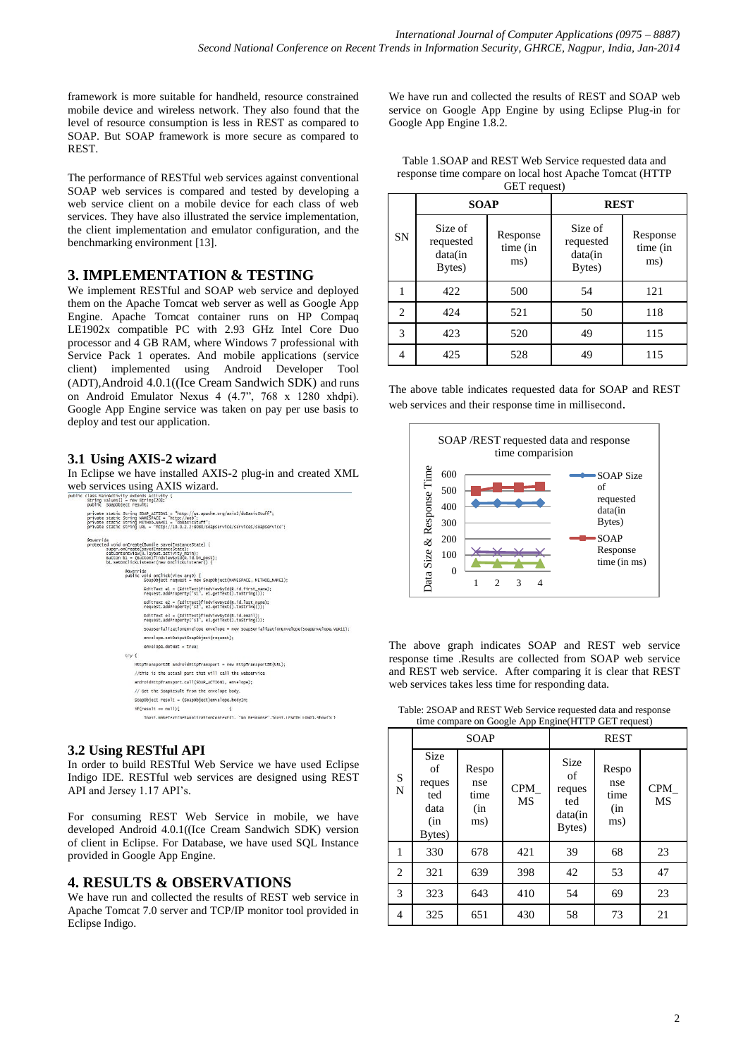framework is more suitable for handheld, resource constrained mobile device and wireless network. They also found that the level of resource consumption is less in REST as compared to SOAP. But SOAP framework is more secure as compared to REST.

The performance of RESTful web services against conventional SOAP web services is compared and tested by developing a web service client on a mobile device for each class of web services. They have also illustrated the service implementation, the client implementation and emulator configuration, and the benchmarking environment [13].

## 3. IMPLEMENTATION & TESTING

We implement RESTful and SOAP web service and deployed them on the Apache Tomcat web server as well as Google App Engine. Apache Tomcat container runs on HP Compaq LE1902x compatible PC with 2.93 GHz Intel Core Duo processor and 4 GB RAM, where Windows 7 professional with Service Pack 1 operates. And mobile applications (service client) implemented using Android Developer Tool (ADT),Android 4.0.1((Ice Cream Sandwich SDK) and runs on Android Emulator Nexus 4 (4.7", 768 x 1280 xhdpi). Google App Engine service was taken on pay per use basis to deploy and test our application.

### 3.1 Using AXIS-2 wizard

In Eclipse we have installed AXIS-2 plug-in and created XML web services using AXIS wizard.

```
public class MainActivity extends Activity {
    String values[] = new String[20];
    public SoapObject result;

    private static String SOAP_ACTION1 = "http://ws.apache.org/axis2/doBasicStuff";
    private static String NAMESPACE = "http://web";
    private static String METHOD_NAME1 = "doBasicStuff";
    private static String URL = "http://10.0.2.2:8080/soapservice/services/soapservice";

    @Override
    protected void onCreate(Bundle savedInstanceState) {
        super.onCreate(savedInstanceState);
        setContentView(R.layout.activity_main);
        Button b1 = (Button)findViewById(R.id.bn_post);
        b1.setOnClickListener(new OnClickListener() {

            @Override
            public void onClick(View arg0) {
                SoapObject request = new SoapObject(NAMESPACE, METHOD_NAME1);

                EditText e1 = (EditText)findViewById(R.id.first_name);
                request.addProperty("s1", e1.getText().toString());

                EditText e2 = (EditText)findViewById(R.id.last_name);
                request.addProperty("s2", e2.getText().toString());

                EditText e3 = (EditText)findViewById(R.id.email);
                request.addProperty("s3", e3.getText().toString());

                SoapSerializationEnvelope envelope = new SoapSerializationEnvelope(SoapEnvelope.VER11);

                envelope.setOutputSoapObject(request);

                envelope.dotNet = true;

            try {
                HttpTransportSE androidHttpTransport = new HttpTransportSE(URL);

                //this is the actual part that will call the webservice
                androidHttpTransport.call(SOAP_ACTION1, envelope);

                // Get the SoapResult from the envelope body.
                SoapObject result = (SoapObject)envelope.bodyIn;

                if(result == null){
                    Toast.makeText(getApplicationContext(), "No Response",Toast.LENGTH_LONG).show();}
```

### 3.2 Using RESTful API

In order to build RESTful Web Service we have used Eclipse Indigo IDE. RESTful web services are designed using REST API and Jersey 1.17 API's.

For consuming REST Web Service in mobile, we have developed Android 4.0.1((Ice Cream Sandwich SDK) version of client in Eclipse. For Database, we have used SQL Instance provided in Google App Engine.

## 4. RESULTS & OBSERVATIONS

We have run and collected the results of REST web service in Apache Tomcat 7.0 server and TCP/IP monitor tool provided in Eclipse Indigo.

We have run and collected the results of REST and SOAP web service on Google App Engine by using Eclipse Plug-in for Google App Engine 1.8.2.

Table 1.SOAP and REST Web Service requested data and response time compare on local host Apache Tomcat (HTTP GET request)

| SN | SOAP | | REST | |
|---|---|---|---|---|
| | Size of requested data(in Bytes) | Response time (in ms) | Size of requested data(in Bytes) | Response time (in ms) |
| 1 | 422 | 500 | 54 | 121 |
| 2 | 424 | 521 | 50 | 118 |
| 3 | 423 | 520 | 49 | 115 |
| 4 | 425 | 528 | 49 | 115 |

The above table indicates requested data for SOAP and REST web services and their response time in millisecond.

SOAP /REST requested data and response time comparision

The above graph indicates SOAP and REST web service response time .Results are collected from SOAP web service and REST web service. After comparing it is clear that REST web services takes less time for responding data.

Table: 2SOAP and REST Web Service requested data and response time compare on Google App Engine(HTTP GET request)

| SN | SOAP | | | REST | | |
|---|---|---|---|---|---|---|
| | Size of requested data (in Bytes) | Response time (in ms) | CPM_MS | Size of requested data(in Bytes) | Response time (in ms) | CPM_MS |
| 1 | 330 | 678 | 421 | 39 | 68 | 23 |
| 2 | 321 | 639 | 398 | 42 | 53 | 47 |
| 3 | 323 | 643 | 410 | 54 | 69 | 23 |
| 4 | 325 | 651 | 430 | 58 | 73 | 21 |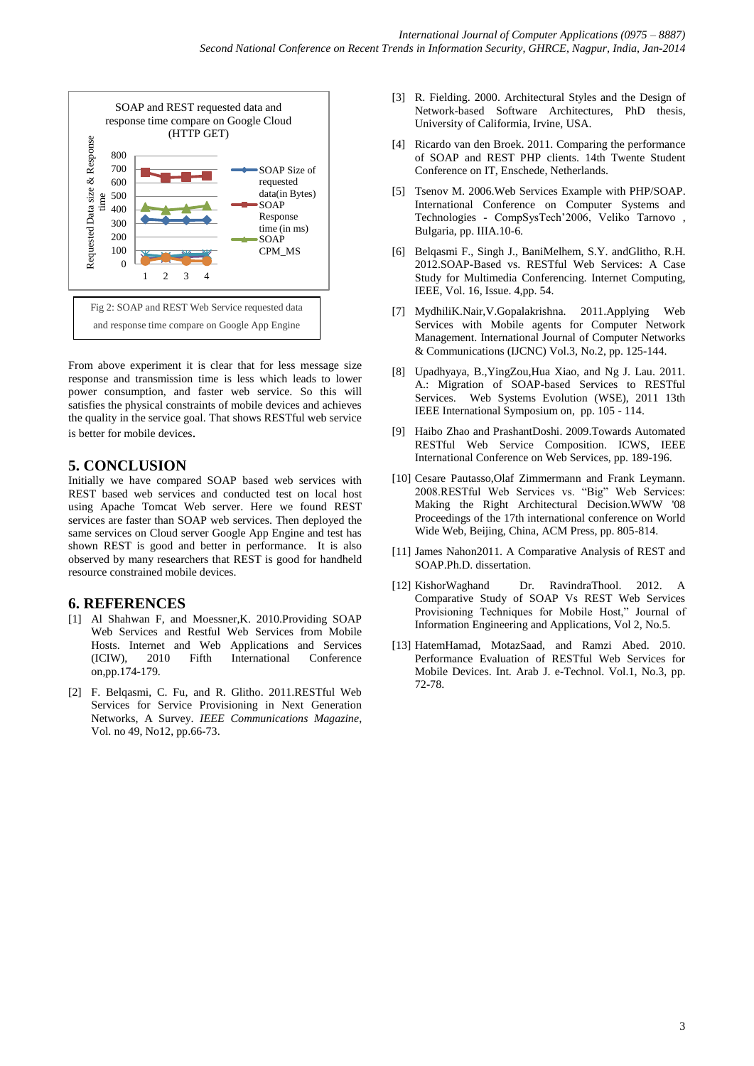Fig 2: SOAP and REST Web Service requested data and response time compare on Google App Engine

From above experiment it is clear that for less message size response and transmission time is less which leads to lower power consumption, and faster web service. So this will satisfies the physical constraints of mobile devices and achieves the quality in the service goal. That shows RESTful web service is better for mobile devices.

## 5. CONCLUSION

Initially we have compared SOAP based web services with REST based web services and conducted test on local host using Apache Tomcat Web server. Here we found REST services are faster than SOAP web services. Then deployed the same services on Cloud server Google App Engine and test has shown REST is good and better in performance. It is also observed by many researchers that REST is good for handheld resource constrained mobile devices.

## 6. REFERENCES

[1] Al Shahwan F, and Moessner,K. 2010.Providing SOAP Web Services and Restful Web Services from Mobile Hosts. Internet and Web Applications and Services (ICIW), 2010 Fifth International Conference on,pp.174-179.

[2] F. Belqasmi, C. Fu, and R. Glitho. 2011.RESTful Web Services for Service Provisioning in Next Generation Networks, A Survey. *IEEE Communications Magazine*, Vol. no 49, No12, pp.66-73.

[3] R. Fielding. 2000. Architectural Styles and the Design of Network-based Software Architectures, PhD thesis, University of California, Irvine, USA.

[4] Ricardo van den Broek. 2011. Comparing the performance of SOAP and REST PHP clients. 14th Twente Student Conference on IT, Enschede, Netherlands.

[5] Tsenov M. 2006.Web Services Example with PHP/SOAP. International Conference on Computer Systems and Technologies - CompSysTech'2006, Veliko Tarnovo , Bulgaria, pp. IIIA.10-6.

[6] Belqasmi F., Singh J., BaniMelhem, S.Y. andGlitho, R.H. 2012.SOAP-Based vs. RESTful Web Services: A Case Study for Multimedia Conferencing. Internet Computing, IEEE, Vol. 16, Issue. 4,pp. 54.

[7] MydhiliK.Nair,V.Gopalakrishna. 2011.Applying Web Services with Mobile agents for Computer Network Management. International Journal of Computer Networks & Communications (IJCNC) Vol.3, No.2, pp. 125-144.

[8] Upadhyaya, B.,YingZou,Hua Xiao, and Ng J. Lau. 2011. A.: Migration of SOAP-based Services to RESTful Services. Web Systems Evolution (WSE), 2011 13th IEEE International Symposium on, pp. 105 - 114.

[9] Haibo Zhao and PrashantDoshi. 2009.Towards Automated RESTful Web Service Composition. ICWS, IEEE International Conference on Web Services, pp. 189-196.

[10] Cesare Pautasso,Olaf Zimmermann and Frank Leymann. 2008.RESTful Web Services vs. "Big" Web Services: Making the Right Architectural Decision.WWW '08 Proceedings of the 17th international conference on World Wide Web, Beijing, China, ACM Press, pp. 805-814.

[11] James Nahon2011. A Comparative Analysis of REST and SOAP.Ph.D. dissertation.

[12] KishorWaghand Dr. RavindraThool. 2012. A Comparative Study of SOAP Vs REST Web Services Provisioning Techniques for Mobile Host," Journal of Information Engineering and Applications, Vol 2, No.5.

[13] HatemHamad, MotazSaad, and Ramzi Abed. 2010. Performance Evaluation of RESTful Web Services for Mobile Devices. Int. Arab J. e-Technol. Vol.1, No.3, pp. 72-78.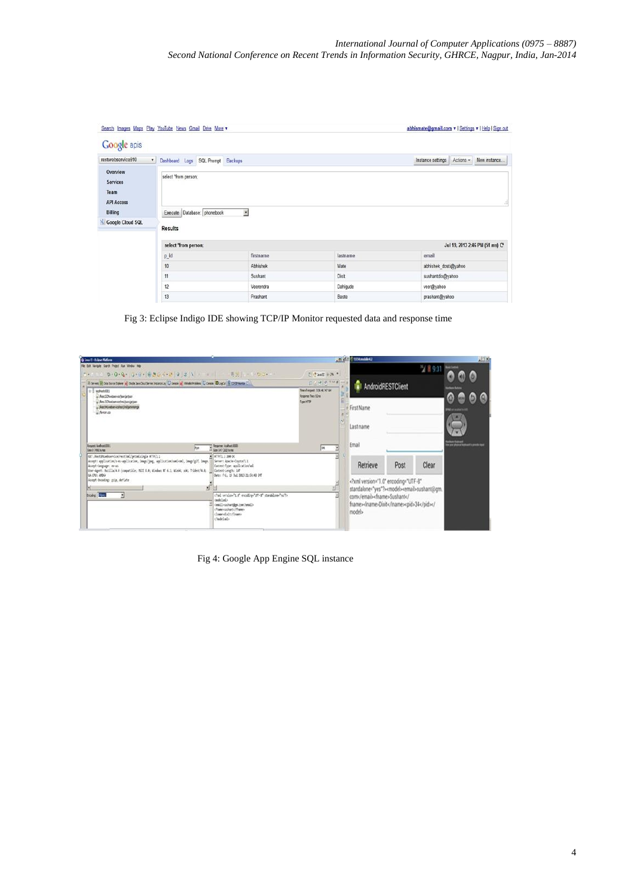Fig 3: Eclipse Indigo IDE showing TCP/IP Monitor requested data and response time

Fig 4: Google App Engine SQL instance